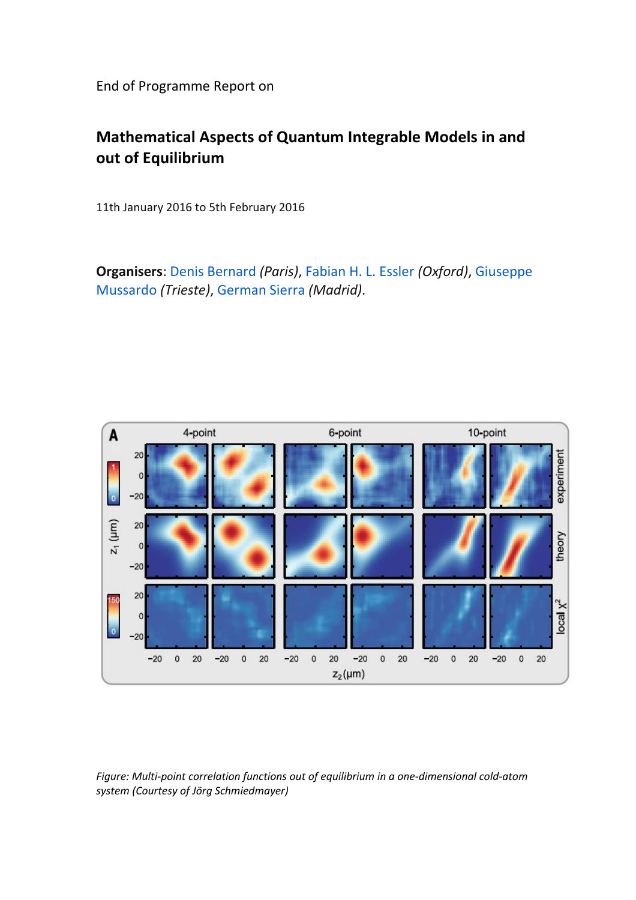End of Programme Report on

# Mathematical Aspects of Quantum Integrable Models in and out of Equilibrium

11th January 2016 to 5th February 2016

**Organisers**: Denis Bernard *(Paris)*, Fabian H. L. Essler *(Oxford)*, Giuseppe Mussardo *(Trieste)*, German Sierra *(Madrid)*.

A

4-point

6-point

10-point

experiment

theory

local $\chi^2$

$z_1$ (μm)

$z_2$(μm)

20

0

−20

1

0

150

0

−20 0 20

*Figure: Multi-point correlation functions out of equilibrium in a one-dimensional cold-atom system (Courtesy of Jörg Schmiedmayer)*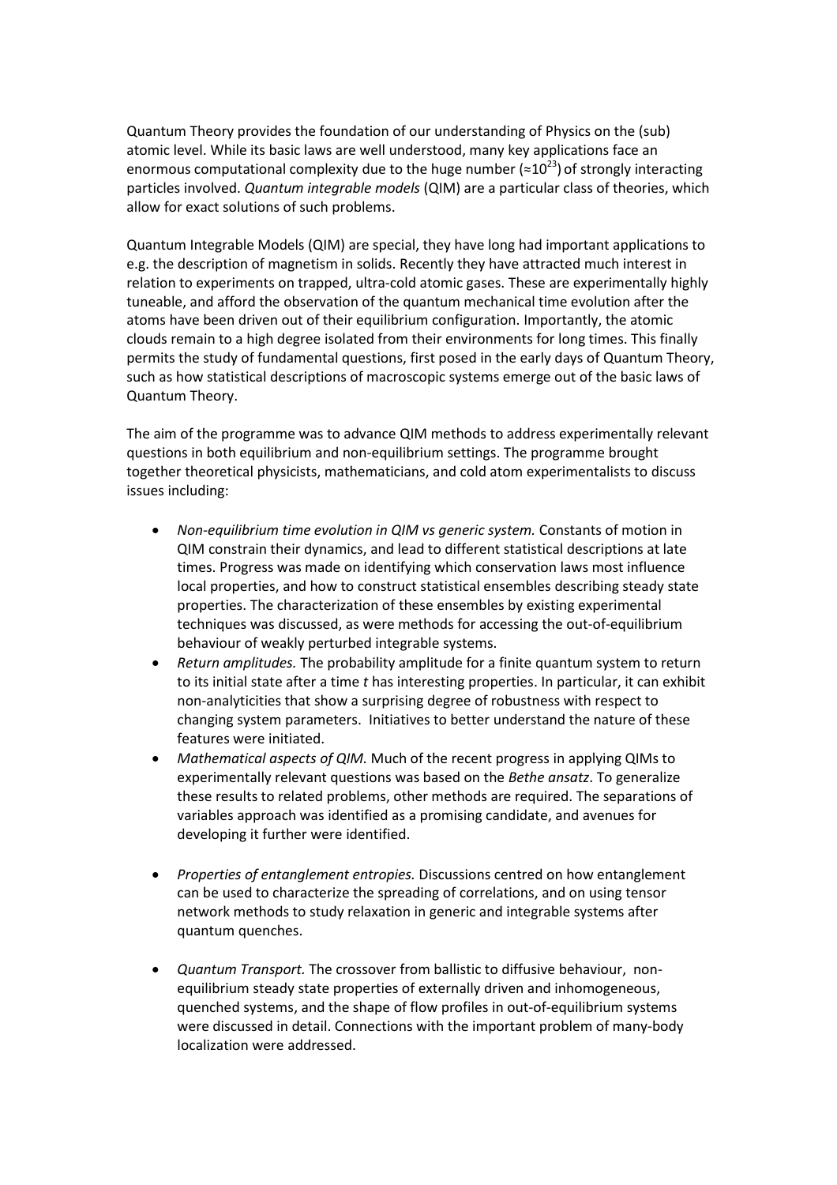Quantum Theory provides the foundation of our understanding of Physics on the (sub) atomic level. While its basic laws are well understood, many key applications face an enormous computational complexity due to the huge number ($\approx 10^{23}$) of strongly interacting particles involved. *Quantum integrable models* (QIM) are a particular class of theories, which allow for exact solutions of such problems.

Quantum Integrable Models (QIM) are special, they have long had important applications to e.g. the description of magnetism in solids. Recently they have attracted much interest in relation to experiments on trapped, ultra-cold atomic gases. These are experimentally highly tuneable, and afford the observation of the quantum mechanical time evolution after the atoms have been driven out of their equilibrium configuration. Importantly, the atomic clouds remain to a high degree isolated from their environments for long times. This finally permits the study of fundamental questions, first posed in the early days of Quantum Theory, such as how statistical descriptions of macroscopic systems emerge out of the basic laws of Quantum Theory.

The aim of the programme was to advance QIM methods to address experimentally relevant questions in both equilibrium and non-equilibrium settings. The programme brought together theoretical physicists, mathematicians, and cold atom experimentalists to discuss issues including:

- *Non-equilibrium time evolution in QIM vs generic system.* Constants of motion in QIM constrain their dynamics, and lead to different statistical descriptions at late times. Progress was made on identifying which conservation laws most influence local properties, and how to construct statistical ensembles describing steady state properties. The characterization of these ensembles by existing experimental techniques was discussed, as were methods for accessing the out-of-equilibrium behaviour of weakly perturbed integrable systems.
- *Return amplitudes.* The probability amplitude for a finite quantum system to return to its initial state after a time *t* has interesting properties. In particular, it can exhibit non-analyticities that show a surprising degree of robustness with respect to changing system parameters. Initiatives to better understand the nature of these features were initiated.
- *Mathematical aspects of QIM.* Much of the recent progress in applying QIMs to experimentally relevant questions was based on the *Bethe ansatz*. To generalize these results to related problems, other methods are required. The separations of variables approach was identified as a promising candidate, and avenues for developing it further were identified.
- *Properties of entanglement entropies.* Discussions centred on how entanglement can be used to characterize the spreading of correlations, and on using tensor network methods to study relaxation in generic and integrable systems after quantum quenches.
- *Quantum Transport.* The crossover from ballistic to diffusive behaviour, non-equilibrium steady state properties of externally driven and inhomogeneous, quenched systems, and the shape of flow profiles in out-of-equilibrium systems were discussed in detail. Connections with the important problem of many-body localization were addressed.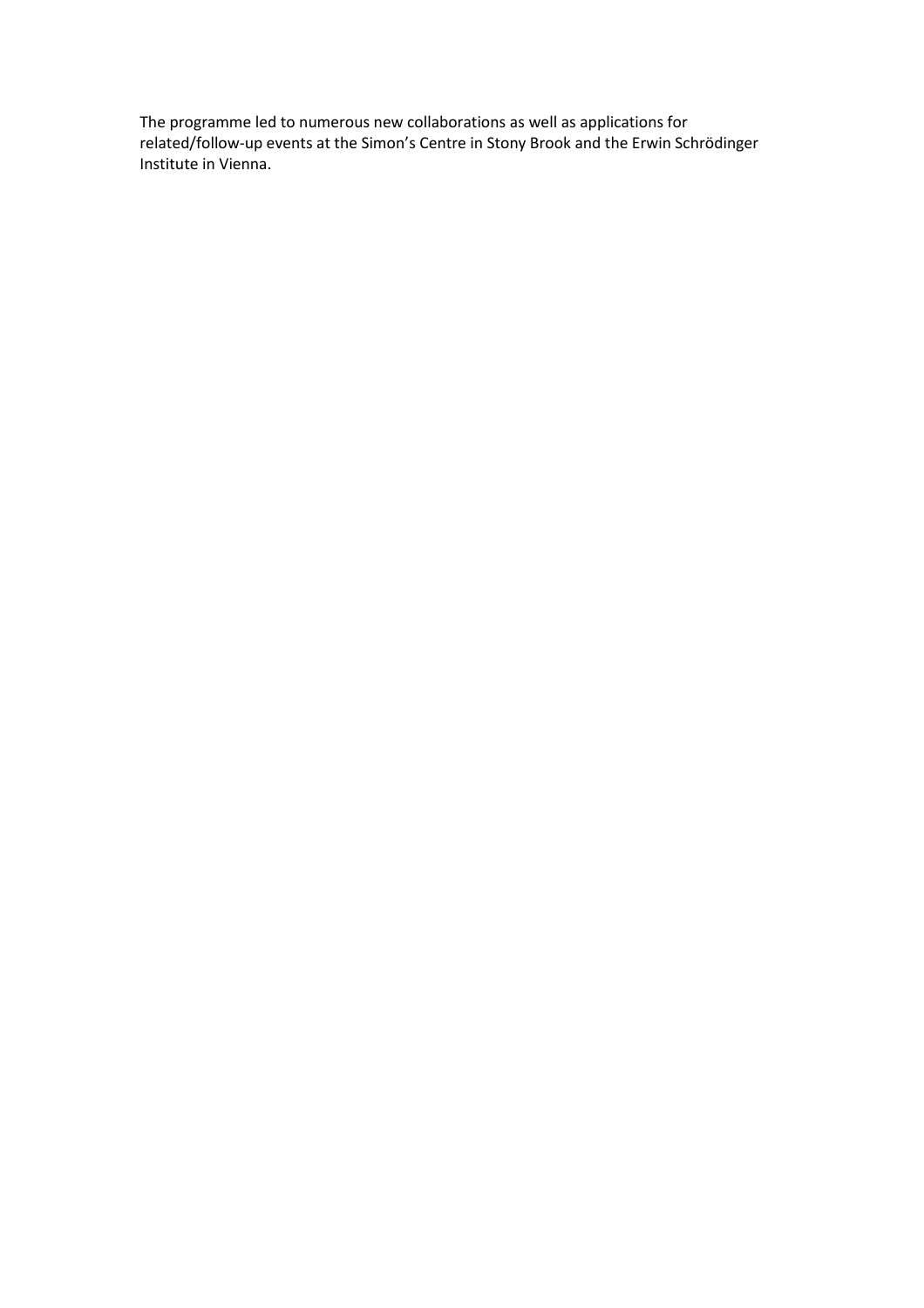The programme led to numerous new collaborations as well as applications for related/follow-up events at the Simon's Centre in Stony Brook and the Erwin Schrödinger Institute in Vienna.